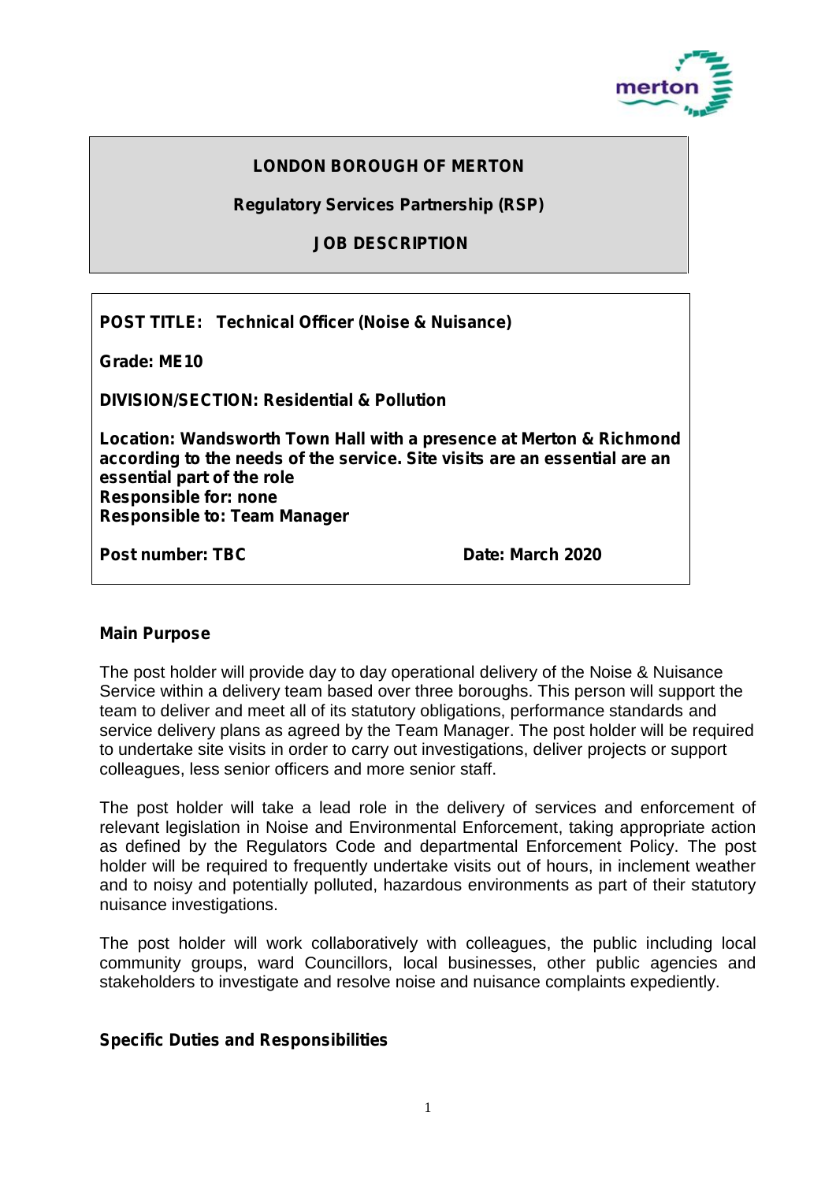**LONDON BOROUGH OF MERTON**

**Regulatory Services Partnership (RSP)**

**JOB DESCRIPTION**

**POST TITLE: Technical Officer (Noise & Nuisance)**

**Grade: ME10**

**DIVISION/SECTION: Residential & Pollution**

**Location: Wandsworth Town Hall with a presence at Merton & Richmond according to the needs of the service. Site visits are an essential are an essential part of the role**
**Responsible for: none**
**Responsible to: Team Manager**

**Post number: TBC** **Date: March 2020**

**Main Purpose**

The post holder will provide day to day operational delivery of the Noise & Nuisance Service within a delivery team based over three boroughs. This person will support the team to deliver and meet all of its statutory obligations, performance standards and service delivery plans as agreed by the Team Manager. The post holder will be required to undertake site visits in order to carry out investigations, deliver projects or support colleagues, less senior officers and more senior staff.

The post holder will take a lead role in the delivery of services and enforcement of relevant legislation in Noise and Environmental Enforcement, taking appropriate action as defined by the Regulators Code and departmental Enforcement Policy. The post holder will be required to frequently undertake visits out of hours, in inclement weather and to noisy and potentially polluted, hazardous environments as part of their statutory nuisance investigations.

The post holder will work collaboratively with colleagues, the public including local community groups, ward Councillors, local businesses, other public agencies and stakeholders to investigate and resolve noise and nuisance complaints expediently.

**Specific Duties and Responsibilities**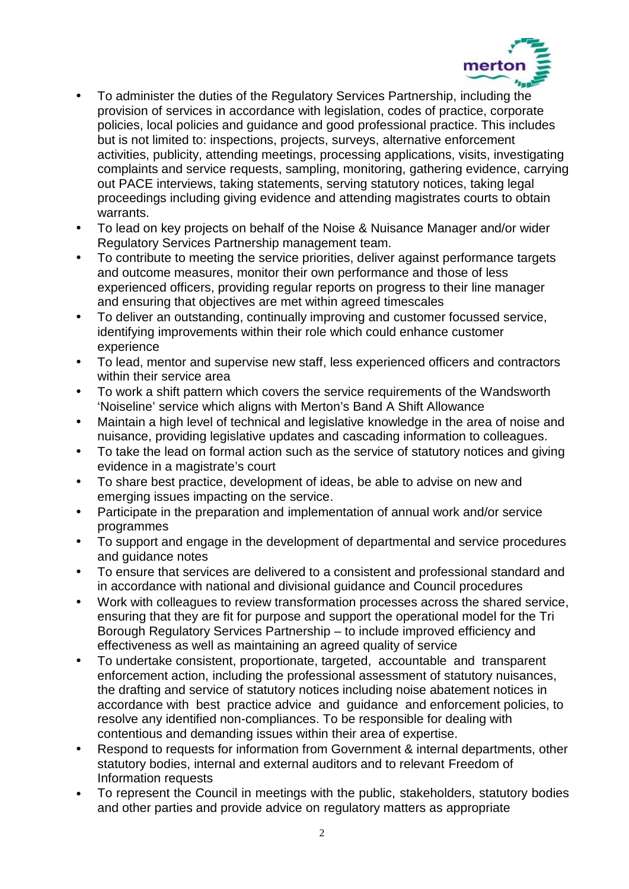- To administer the duties of the Regulatory Services Partnership, including the provision of services in accordance with legislation, codes of practice, corporate policies, local policies and guidance and good professional practice. This includes but is not limited to: inspections, projects, surveys, alternative enforcement activities, publicity, attending meetings, processing applications, visits, investigating complaints and service requests, sampling, monitoring, gathering evidence, carrying out PACE interviews, taking statements, serving statutory notices, taking legal proceedings including giving evidence and attending magistrates courts to obtain warrants.
- To lead on key projects on behalf of the Noise & Nuisance Manager and/or wider Regulatory Services Partnership management team.
- To contribute to meeting the service priorities, deliver against performance targets and outcome measures, monitor their own performance and those of less experienced officers, providing regular reports on progress to their line manager and ensuring that objectives are met within agreed timescales
- To deliver an outstanding, continually improving and customer focussed service, identifying improvements within their role which could enhance customer experience
- To lead, mentor and supervise new staff, less experienced officers and contractors within their service area
- To work a shift pattern which covers the service requirements of the Wandsworth 'Noiseline' service which aligns with Merton's Band A Shift Allowance
- Maintain a high level of technical and legislative knowledge in the area of noise and nuisance, providing legislative updates and cascading information to colleagues.
- To take the lead on formal action such as the service of statutory notices and giving evidence in a magistrate's court
- To share best practice, development of ideas, be able to advise on new and emerging issues impacting on the service.
- Participate in the preparation and implementation of annual work and/or service programmes
- To support and engage in the development of departmental and service procedures and guidance notes
- To ensure that services are delivered to a consistent and professional standard and in accordance with national and divisional guidance and Council procedures
- Work with colleagues to review transformation processes across the shared service, ensuring that they are fit for purpose and support the operational model for the Tri Borough Regulatory Services Partnership – to include improved efficiency and effectiveness as well as maintaining an agreed quality of service
- To undertake consistent, proportionate, targeted, accountable and transparent enforcement action, including the professional assessment of statutory nuisances, the drafting and service of statutory notices including noise abatement notices in accordance with best practice advice and guidance and enforcement policies, to resolve any identified non-compliances. To be responsible for dealing with contentious and demanding issues within their area of expertise.
- Respond to requests for information from Government & internal departments, other statutory bodies, internal and external auditors and to relevant Freedom of Information requests
- To represent the Council in meetings with the public, stakeholders, statutory bodies and other parties and provide advice on regulatory matters as appropriate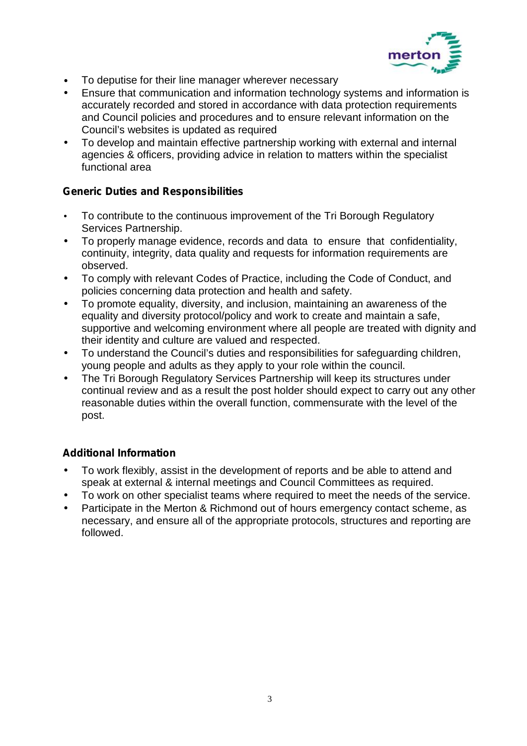- To deputise for their line manager wherever necessary
- Ensure that communication and information technology systems and information is accurately recorded and stored in accordance with data protection requirements and Council policies and procedures and to ensure relevant information on the Council's websites is updated as required
- To develop and maintain effective partnership working with external and internal agencies & officers, providing advice in relation to matters within the specialist functional area

**Generic Duties and Responsibilities**

- To contribute to the continuous improvement of the Tri Borough Regulatory Services Partnership.
- To properly manage evidence, records and data to ensure that confidentiality, continuity, integrity, data quality and requests for information requirements are observed.
- To comply with relevant Codes of Practice, including the Code of Conduct, and policies concerning data protection and health and safety.
- To promote equality, diversity, and inclusion, maintaining an awareness of the equality and diversity protocol/policy and work to create and maintain a safe, supportive and welcoming environment where all people are treated with dignity and their identity and culture are valued and respected.
- To understand the Council's duties and responsibilities for safeguarding children, young people and adults as they apply to your role within the council.
- The Tri Borough Regulatory Services Partnership will keep its structures under continual review and as a result the post holder should expect to carry out any other reasonable duties within the overall function, commensurate with the level of the post.

**Additional Information**

- To work flexibly, assist in the development of reports and be able to attend and speak at external & internal meetings and Council Committees as required.
- To work on other specialist teams where required to meet the needs of the service.
- Participate in the Merton & Richmond out of hours emergency contact scheme, as necessary, and ensure all of the appropriate protocols, structures and reporting are followed.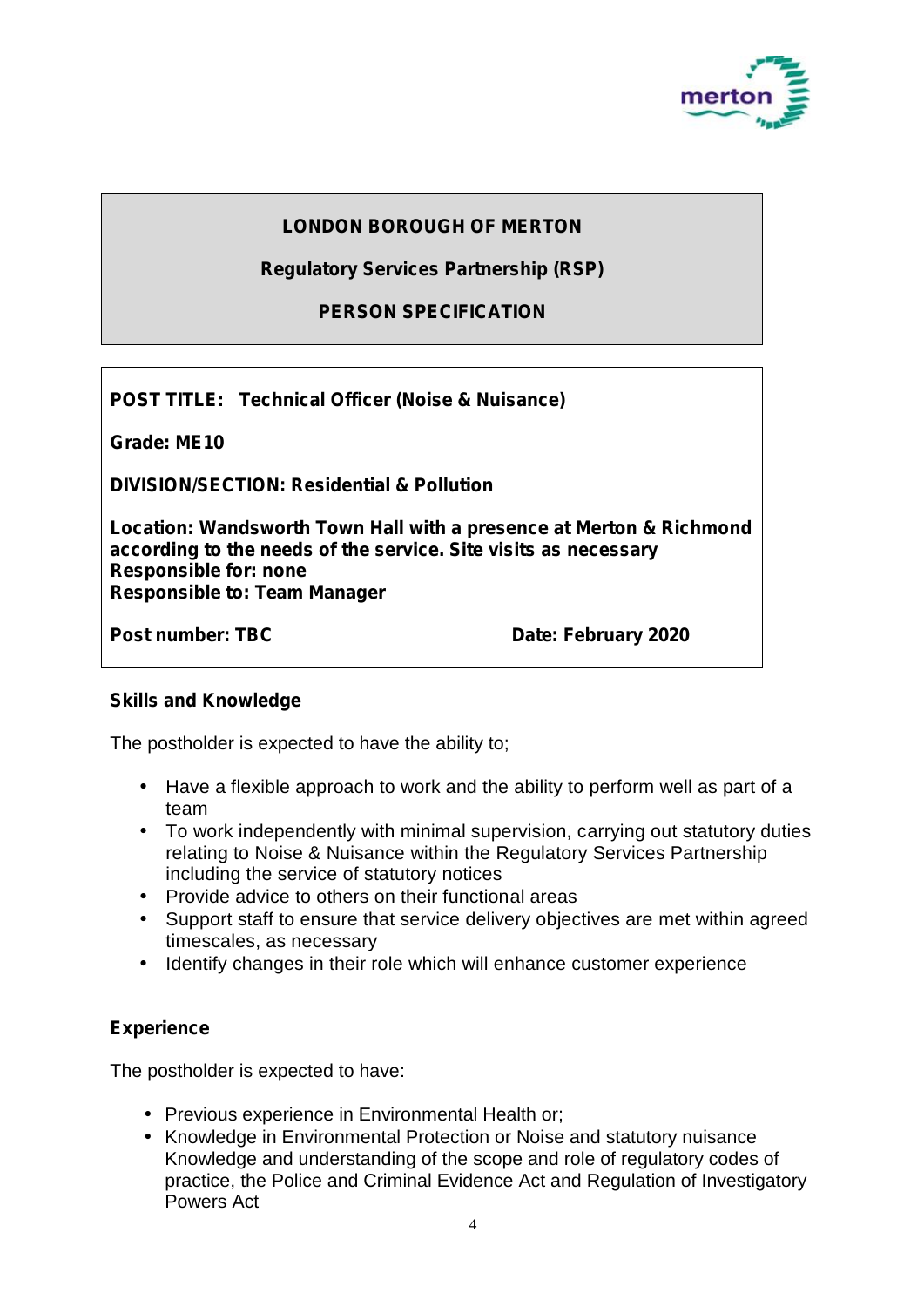**LONDON BOROUGH OF MERTON**

**Regulatory Services Partnership (RSP)**

**PERSON SPECIFICATION**

**POST TITLE: Technical Officer (Noise & Nuisance)**

**Grade: ME10**

**DIVISION/SECTION: Residential & Pollution**

**Location: Wandsworth Town Hall with a presence at Merton & Richmond according to the needs of the service. Site visits as necessary**
**Responsible for: none**
**Responsible to: Team Manager**

**Post number: TBC** **Date: February 2020**

## Skills and Knowledge

The postholder is expected to have the ability to;

- Have a flexible approach to work and the ability to perform well as part of a team
- To work independently with minimal supervision, carrying out statutory duties relating to Noise & Nuisance within the Regulatory Services Partnership including the service of statutory notices
- Provide advice to others on their functional areas
- Support staff to ensure that service delivery objectives are met within agreed timescales, as necessary
- Identify changes in their role which will enhance customer experience

## Experience

The postholder is expected to have:

- Previous experience in Environmental Health or;
- Knowledge in Environmental Protection or Noise and statutory nuisance Knowledge and understanding of the scope and role of regulatory codes of practice, the Police and Criminal Evidence Act and Regulation of Investigatory Powers Act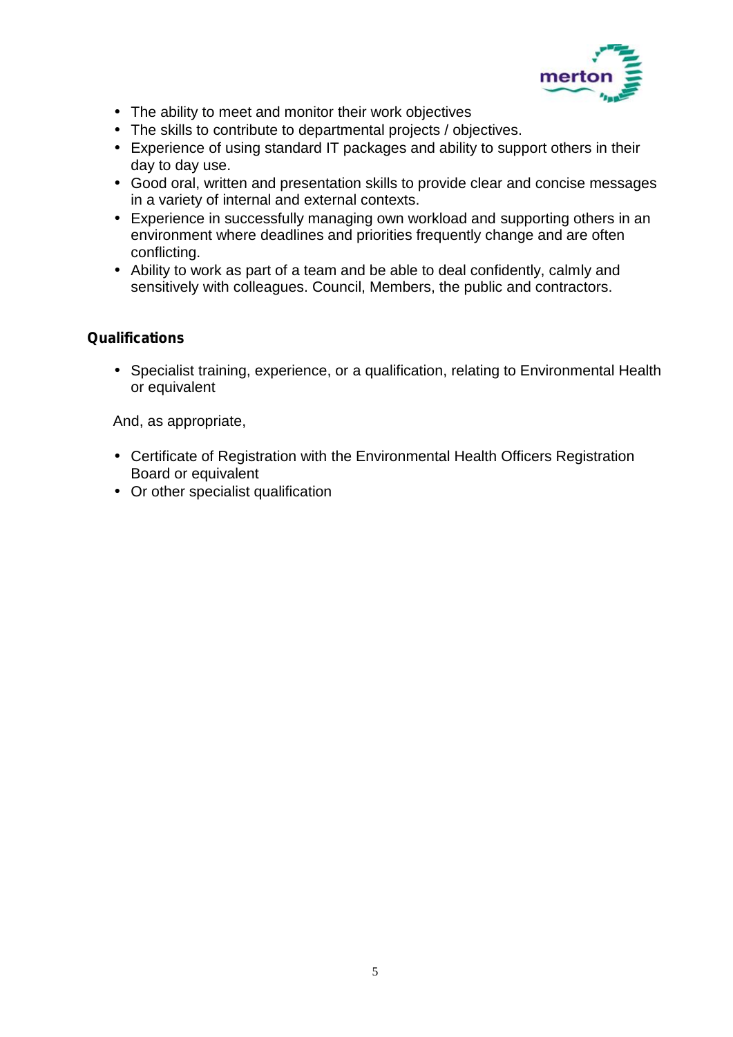- The ability to meet and monitor their work objectives
- The skills to contribute to departmental projects / objectives.
- Experience of using standard IT packages and ability to support others in their day to day use.
- Good oral, written and presentation skills to provide clear and concise messages in a variety of internal and external contexts.
- Experience in successfully managing own workload and supporting others in an environment where deadlines and priorities frequently change and are often conflicting.
- Ability to work as part of a team and be able to deal confidently, calmly and sensitively with colleagues. Council, Members, the public and contractors.

**Qualifications**

- Specialist training, experience, or a qualification, relating to Environmental Health or equivalent

And, as appropriate,

- Certificate of Registration with the Environmental Health Officers Registration Board or equivalent
- Or other specialist qualification